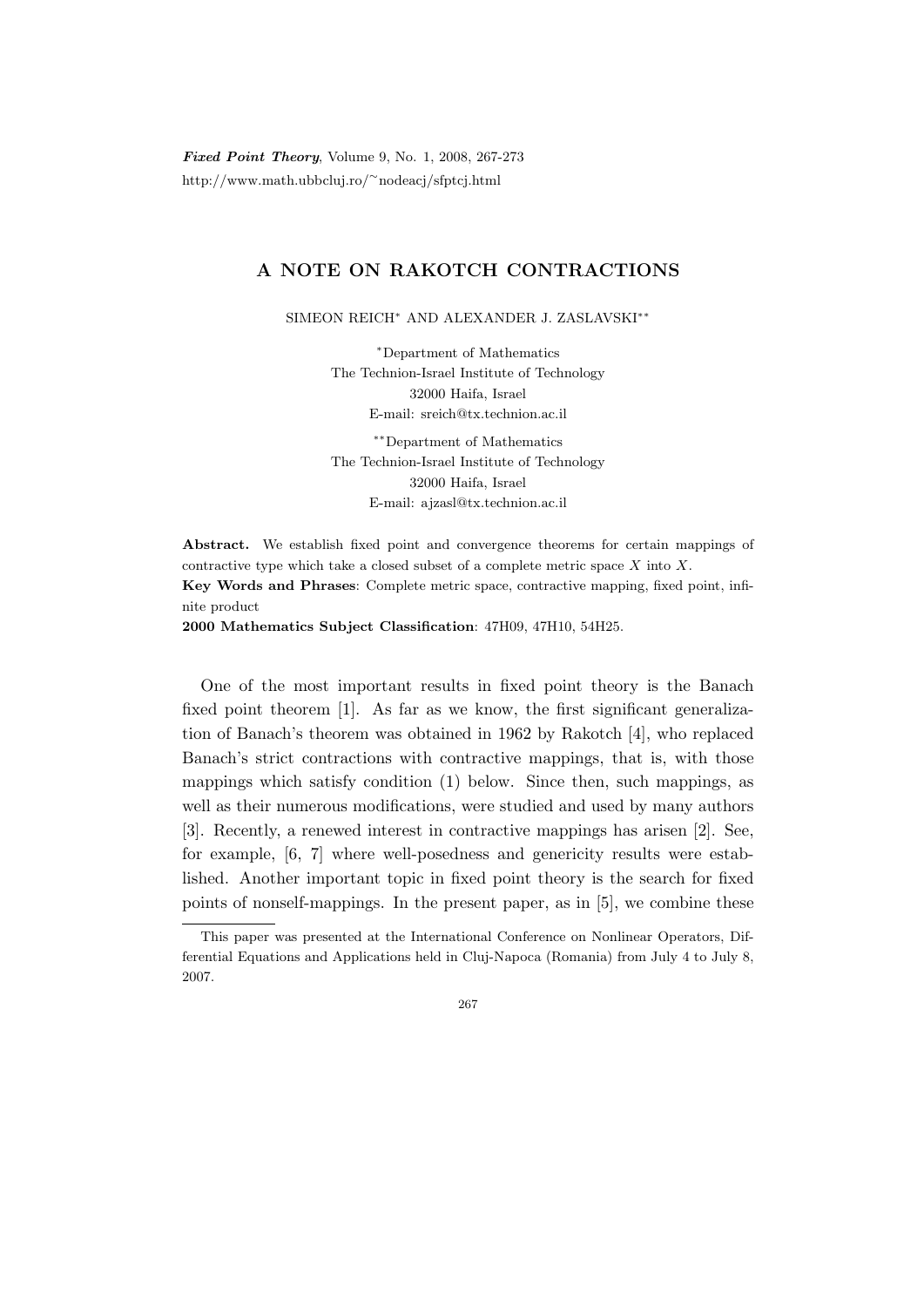# A NOTE ON RAKOTCH CONTRACTIONS

SIMEON REICH[*] AND ALEXANDER J. ZASLAVSKI[**]

[*]Department of Mathematics
The Technion-Israel Institute of Technology
32000 Haifa, Israel
E-mail: sreich@tx.technion.ac.il

[**]Department of Mathematics
The Technion-Israel Institute of Technology
32000 Haifa, Israel
E-mail: ajzasl@tx.technion.ac.il

**Abstract.** We establish fixed point and convergence theorems for certain mappings of contractive type which take a closed subset of a complete metric space $X$ into $X$.

**Key Words and Phrases**: Complete metric space, contractive mapping, fixed point, infinite product

**2000 Mathematics Subject Classification**: 47H09, 47H10, 54H25.

One of the most important results in fixed point theory is the Banach fixed point theorem [1]. As far as we know, the first significant generalization of Banach's theorem was obtained in 1962 by Rakotch [4], who replaced Banach's strict contractions with contractive mappings, that is, with those mappings which satisfy condition (1) below. Since then, such mappings, as well as their numerous modifications, were studied and used by many authors [3]. Recently, a renewed interest in contractive mappings has arisen [2]. See, for example, [6, 7] where well-posedness and genericity results were established. Another important topic in fixed point theory is the search for fixed points of nonself-mappings. In the present paper, as in [5], we combine these

This paper was presented at the International Conference on Nonlinear Operators, Differential Equations and Applications held in Cluj-Napoca (Romania) from July 4 to July 8, 2007.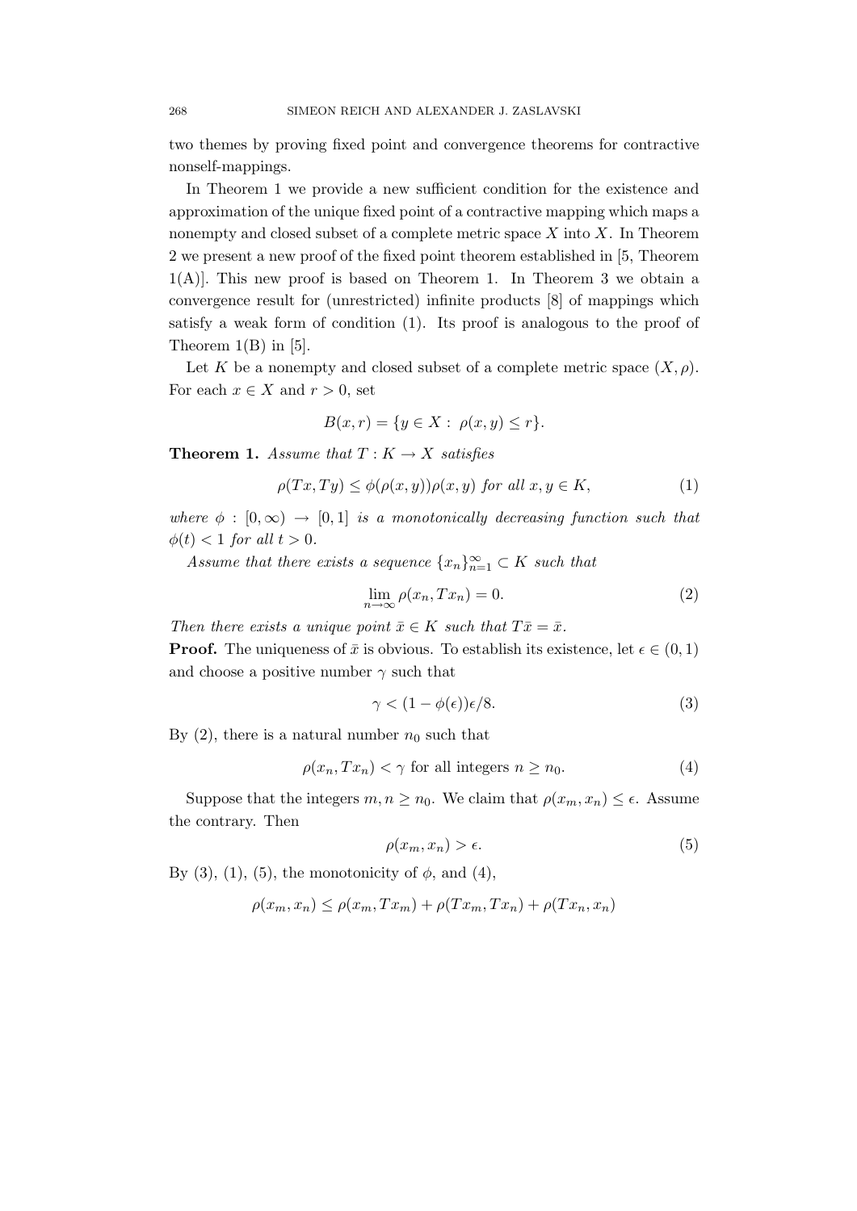two themes by proving fixed point and convergence theorems for contractive nonself-mappings.

In Theorem 1 we provide a new sufficient condition for the existence and approximation of the unique fixed point of a contractive mapping which maps a nonempty and closed subset of a complete metric space $X$ into $X$. In Theorem 2 we present a new proof of the fixed point theorem established in [5, Theorem 1(A)]. This new proof is based on Theorem 1. In Theorem 3 we obtain a convergence result for (unrestricted) infinite products [8] of mappings which satisfy a weak form of condition (1). Its proof is analogous to the proof of Theorem 1(B) in [5].

Let $K$ be a nonempty and closed subset of a complete metric space $(X, \rho)$. For each $x \in X$ and $r > 0$, set

$$B(x, r) = \{y \in X : \ \rho(x, y) \leq r\}.$$

**Theorem 1.** *Assume that $T : K \to X$ satisfies*

$$\rho(Tx, Ty) \leq \phi(\rho(x, y))\rho(x, y) \text{ for all } x, y \in K, \tag{1}$$

*where $\phi : [0, \infty) \to [0, 1]$ is a monotonically decreasing function such that $\phi(t) < 1$ for all $t > 0$.*

*Assume that there exists a sequence $\{x_n\}_{n=1}^{\infty} \subset K$ such that*

$$\lim_{n\to\infty} \rho(x_n, Tx_n) = 0. \tag{2}$$

*Then there exists a unique point $\bar{x} \in K$ such that $T\bar{x} = \bar{x}$.*

**Proof.** The uniqueness of $\bar{x}$ is obvious. To establish its existence, let $\epsilon \in (0, 1)$ and choose a positive number $\gamma$ such that

$$\gamma < (1 - \phi(\epsilon))\epsilon/8. \tag{3}$$

By (2), there is a natural number $n_0$ such that

$$\rho(x_n, Tx_n) < \gamma \text{ for all integers } n \geq n_0. \tag{4}$$

Suppose that the integers $m, n \geq n_0$. We claim that $\rho(x_m, x_n) \leq \epsilon$. Assume the contrary. Then

$$\rho(x_m, x_n) > \epsilon. \tag{5}$$

By (3), (1), (5), the monotonicity of $\phi$, and (4),

$$\rho(x_m, x_n) \leq \rho(x_m, Tx_m) + \rho(Tx_m, Tx_n) + \rho(Tx_n, x_n)$$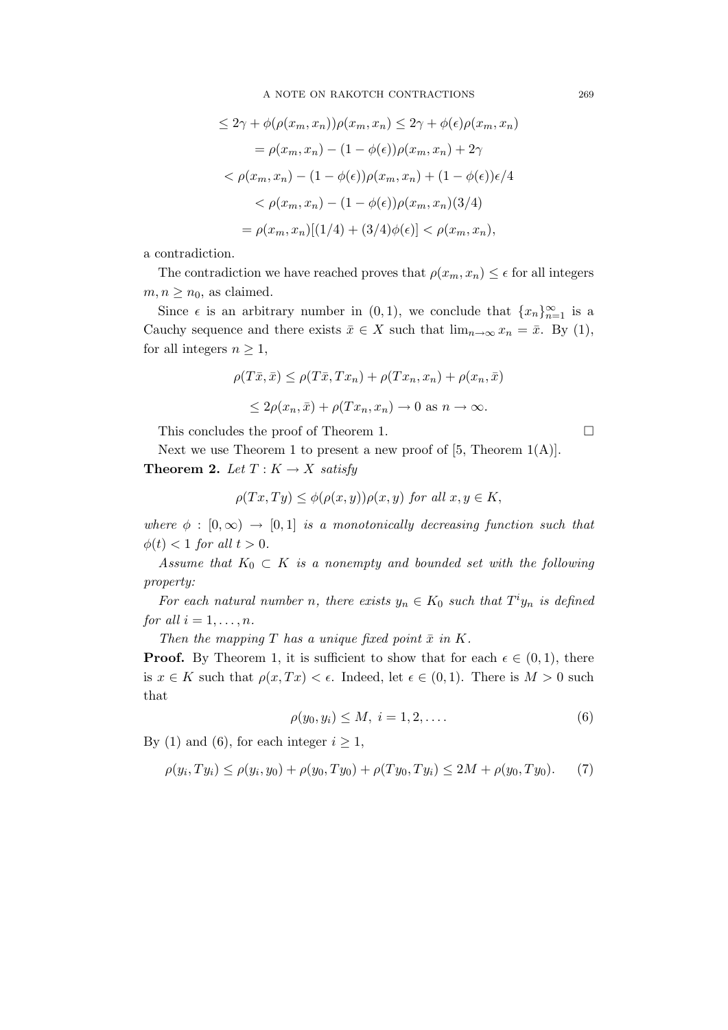$$
\begin{aligned}
&\le 2\gamma + \phi(\rho(x_m, x_n))\rho(x_m, x_n) \le 2\gamma + \phi(\epsilon)\rho(x_m, x_n) \\
&= \rho(x_m, x_n) - (1 - \phi(\epsilon))\rho(x_m, x_n) + 2\gamma \\
&< \rho(x_m, x_n) - (1 - \phi(\epsilon))\rho(x_m, x_n) + (1 - \phi(\epsilon))\epsilon/4 \\
&< \rho(x_m, x_n) - (1 - \phi(\epsilon))\rho(x_m, x_n)(3/4) \\
&= \rho(x_m, x_n)[(1/4) + (3/4)\phi(\epsilon)] < \rho(x_m, x_n),
\end{aligned}
$$

a contradiction.

The contradiction we have reached proves that $\rho(x_m, x_n) \le \epsilon$ for all integers $m, n \ge n_0$, as claimed.

Since $\epsilon$ is an arbitrary number in $(0, 1)$, we conclude that $\{x_n\}_{n=1}^{\infty}$ is a Cauchy sequence and there exists $\bar{x} \in X$ such that $\lim_{n\to\infty} x_n = \bar{x}$. By (1), for all integers $n \ge 1$,

$$
\begin{aligned}
\rho(T\bar{x}, \bar{x}) &\le \rho(T\bar{x}, Tx_n) + \rho(Tx_n, x_n) + \rho(x_n, \bar{x}) \\
&\le 2\rho(x_n, \bar{x}) + \rho(Tx_n, x_n) \to 0 \text{ as } n \to \infty.
\end{aligned}
$$

This concludes the proof of Theorem 1. □

Next we use Theorem 1 to present a new proof of [5, Theorem 1(A)].

**Theorem 2.** *Let $T : K \to X$ satisfy*

$$
\rho(Tx, Ty) \le \phi(\rho(x, y))\rho(x, y) \text{ for all } x, y \in K,
$$

*where $\phi : [0, \infty) \to [0, 1]$ is a monotonically decreasing function such that $\phi(t) < 1$ for all $t > 0$.*

*Assume that $K_0 \subset K$ is a nonempty and bounded set with the following property:*

*For each natural number $n$, there exists $y_n \in K_0$ such that $T^i y_n$ is defined for all $i = 1, \dots, n$.*

*Then the mapping $T$ has a unique fixed point $\bar{x}$ in $K$.*

**Proof.** By Theorem 1, it is sufficient to show that for each $\epsilon \in (0, 1)$, there is $x \in K$ such that $\rho(x, Tx) < \epsilon$. Indeed, let $\epsilon \in (0, 1)$. There is $M > 0$ such that

$$
\rho(y_0, y_i) \le M, \ i = 1, 2, \dots. \tag{6}
$$

By (1) and (6), for each integer $i \ge 1$,

$$
\rho(y_i, Ty_i) \le \rho(y_i, y_0) + \rho(y_0, Ty_0) + \rho(Ty_0, Ty_i) \le 2M + \rho(y_0, Ty_0). \tag{7}
$$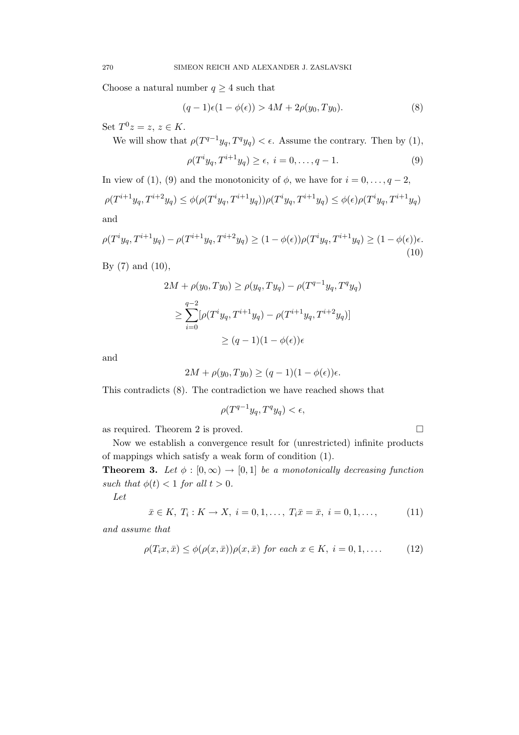Choose a natural number $q \geq 4$ such that

$$(q-1)\epsilon(1-\phi(\epsilon)) > 4M + 2\rho(y_0, Ty_0). \tag{8}$$

Set $T^0 z = z$, $z \in K$.

We will show that $\rho(T^{q-1}y_q, T^q y_q) < \epsilon$. Assume the contrary. Then by (1),

$$\rho(T^i y_q, T^{i+1} y_q) \geq \epsilon, \; i = 0, \dots, q-1. \tag{9}$$

In view of (1), (9) and the monotonicity of $\phi$, we have for $i = 0, \dots, q-2$,

$$\rho(T^{i+1}y_q, T^{i+2}y_q) \leq \phi(\rho(T^i y_q, T^{i+1}y_q))\rho(T^i y_q, T^{i+1}y_q) \leq \phi(\epsilon)\rho(T^i y_q, T^{i+1}y_q)$$

and

$$\rho(T^i y_q, T^{i+1}y_q) - \rho(T^{i+1}y_q, T^{i+2}y_q) \geq (1-\phi(\epsilon))\rho(T^i y_q, T^{i+1}y_q) \geq (1-\phi(\epsilon))\epsilon. \tag{10}$$

By (7) and (10),

$$\begin{aligned}
2M + \rho(y_0, Ty_0) &\geq \rho(y_q, Ty_q) - \rho(T^{q-1}y_q, T^q y_q) \\
&\geq \sum_{i=0}^{q-2} [\rho(T^i y_q, T^{i+1}y_q) - \rho(T^{i+1}y_q, T^{i+2}y_q)] \\
&\geq (q-1)(1-\phi(\epsilon))\epsilon
\end{aligned}$$

and

$$2M + \rho(y_0, Ty_0) \geq (q-1)(1-\phi(\epsilon))\epsilon.$$

This contradicts (8). The contradiction we have reached shows that

$$\rho(T^{q-1}y_q, T^q y_q) < \epsilon,$$

as required. Theorem 2 is proved. □

Now we establish a convergence result for (unrestricted) infinite products of mappings which satisfy a weak form of condition (1).

**Theorem 3.** *Let $\phi : [0, \infty) \to [0, 1]$ be a monotonically decreasing function such that $\phi(t) < 1$ for all $t > 0$.*

*Let*

$$\bar{x} \in K, \; T_i : K \to X, \; i = 0, 1, \dots, \; T_i \bar{x} = \bar{x}, \; i = 0, 1, \dots, \tag{11}$$

*and assume that*

$$\rho(T_i x, \bar{x}) \leq \phi(\rho(x, \bar{x}))\rho(x, \bar{x}) \text{ for each } x \in K, \; i = 0, 1, \dots. \tag{12}$$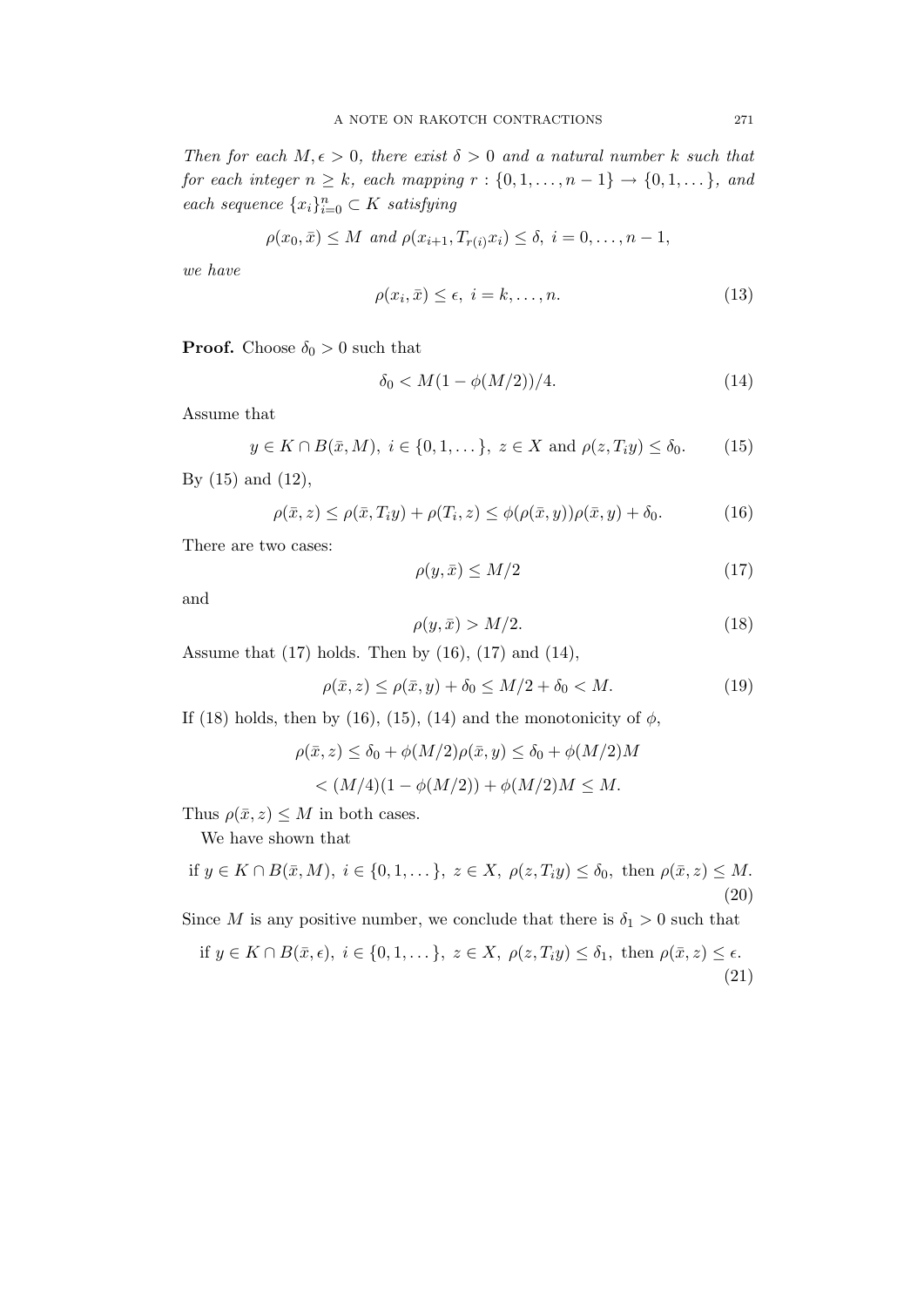*Then for each $M, \epsilon > 0$, there exist $\delta > 0$ and a natural number $k$ such that for each integer $n \geq k$, each mapping $r : \{0, 1, \dots, n-1\} \to \{0, 1, \dots\}$, and each sequence $\{x_i\}_{i=0}^n \subset K$ satisfying*

$$\rho(x_0, \bar{x}) \leq M \text{ and } \rho(x_{i+1}, T_{r(i)} x_i) \leq \delta, \ i = 0, \dots, n-1,$$

*we have*

$$\rho(x_i, \bar{x}) \leq \epsilon, \ i = k, \dots, n. \tag{13}$$

**Proof.** Choose $\delta_0 > 0$ such that

$$\delta_0 < M(1 - \phi(M/2))/4. \tag{14}$$

Assume that

$$y \in K \cap B(\bar{x}, M), \ i \in \{0, 1, \dots\}, \ z \in X \text{ and } \rho(z, T_i y) \leq \delta_0. \tag{15}$$

By (15) and (12),

$$\rho(\bar{x}, z) \leq \rho(\bar{x}, T_i y) + \rho(T_i, z) \leq \phi(\rho(\bar{x}, y))\rho(\bar{x}, y) + \delta_0. \tag{16}$$

There are two cases:

$$\rho(y, \bar{x}) \leq M/2 \tag{17}$$

and

$$\rho(y, \bar{x}) > M/2. \tag{18}$$

Assume that (17) holds. Then by (16), (17) and (14),

$$\rho(\bar{x}, z) \leq \rho(\bar{x}, y) + \delta_0 \leq M/2 + \delta_0 < M. \tag{19}$$

If (18) holds, then by (16), (15), (14) and the monotonicity of $\phi$,

$$\rho(\bar{x}, z) \leq \delta_0 + \phi(M/2)\rho(\bar{x}, y) \leq \delta_0 + \phi(M/2)M$$

$$< (M/4)(1 - \phi(M/2)) + \phi(M/2)M \leq M.$$

Thus $\rho(\bar{x}, z) \leq M$ in both cases.

We have shown that

$$\text{if } y \in K \cap B(\bar{x}, M), \ i \in \{0, 1, \dots\}, \ z \in X, \ \rho(z, T_i y) \leq \delta_0, \text{ then } \rho(\bar{x}, z) \leq M. \tag{20}$$

Since $M$ is any positive number, we conclude that there is $\delta_1 > 0$ such that

$$\text{if } y \in K \cap B(\bar{x}, \epsilon), \ i \in \{0, 1, \dots\}, \ z \in X, \ \rho(z, T_i y) \leq \delta_1, \text{ then } \rho(\bar{x}, z) \leq \epsilon. \tag{21}$$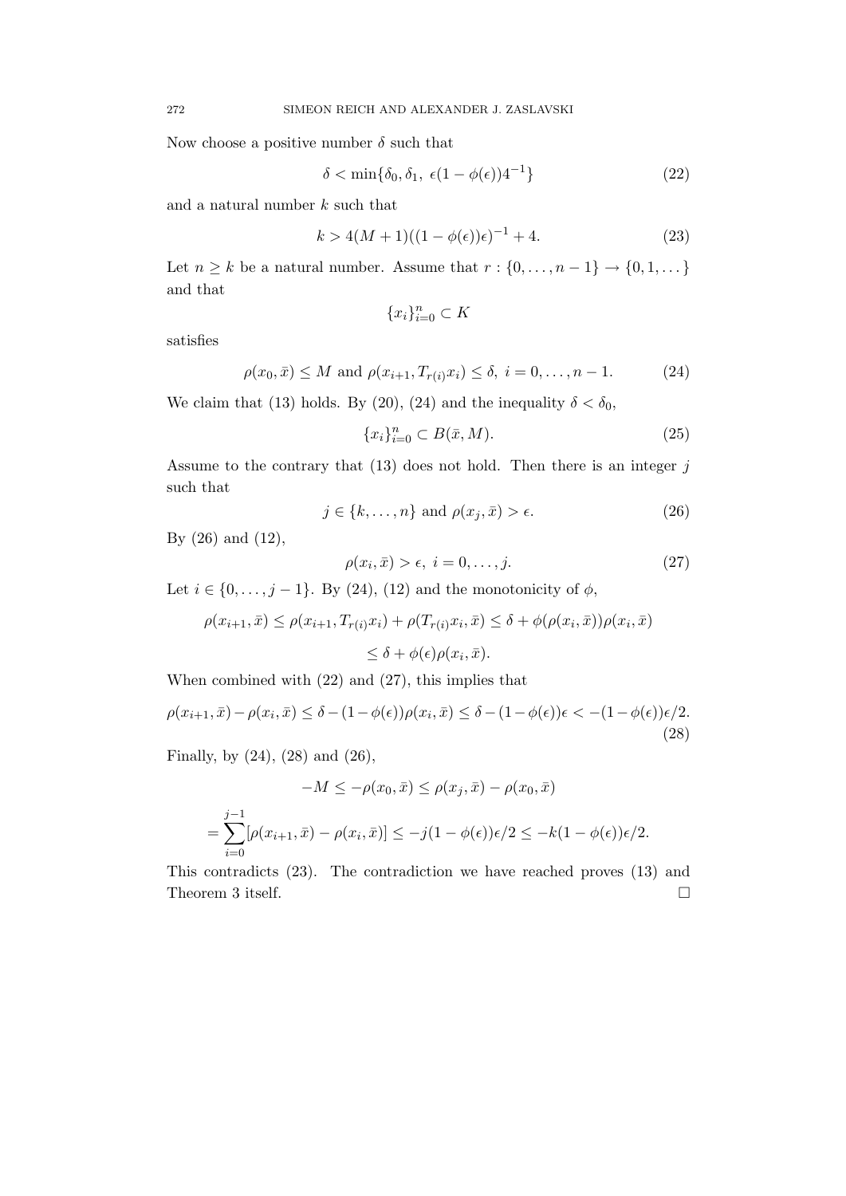Now choose a positive number $\delta$ such that

$$\delta < \min\{\delta_0, \delta_1, \ \epsilon(1 - \phi(\epsilon))4^{-1}\} \tag{22}$$

and a natural number $k$ such that

$$k > 4(M + 1)((1 - \phi(\epsilon))\epsilon)^{-1} + 4. \tag{23}$$

Let $n \geq k$ be a natural number. Assume that $r : \{0, \dots, n-1\} \to \{0, 1, \dots\}$ and that

$$\{x_i\}_{i=0}^n \subset K$$

satisfies

$$\rho(x_0, \bar{x}) \leq M \text{ and } \rho(x_{i+1}, T_{r(i)} x_i) \leq \delta, \ i = 0, \dots, n-1. \tag{24}$$

We claim that (13) holds. By (20), (24) and the inequality $\delta < \delta_0$,

$$\{x_i\}_{i=0}^n \subset B(\bar{x}, M). \tag{25}$$

Assume to the contrary that (13) does not hold. Then there is an integer $j$ such that

$$j \in \{k, \dots, n\} \text{ and } \rho(x_j, \bar{x}) > \epsilon. \tag{26}$$

By (26) and (12),

$$\rho(x_i, \bar{x}) > \epsilon, \ i = 0, \dots, j. \tag{27}$$

Let $i \in \{0, \dots, j-1\}$. By (24), (12) and the monotonicity of $\phi$,

$$\rho(x_{i+1}, \bar{x}) \leq \rho(x_{i+1}, T_{r(i)} x_i) + \rho(T_{r(i)} x_i, \bar{x}) \leq \delta + \phi(\rho(x_i, \bar{x}))\rho(x_i, \bar{x})$$

$$\leq \delta + \phi(\epsilon)\rho(x_i, \bar{x}).$$

When combined with (22) and (27), this implies that

$$\rho(x_{i+1}, \bar{x}) - \rho(x_i, \bar{x}) \leq \delta - (1 - \phi(\epsilon))\rho(x_i, \bar{x}) \leq \delta - (1 - \phi(\epsilon))\epsilon < -(1 - \phi(\epsilon))\epsilon/2. \tag{28}$$

Finally, by (24), (28) and (26),

$$-M \leq -\rho(x_0, \bar{x}) \leq \rho(x_j, \bar{x}) - \rho(x_0, \bar{x})$$

$$= \sum_{i=0}^{j-1} [\rho(x_{i+1}, \bar{x}) - \rho(x_i, \bar{x})] \leq -j(1 - \phi(\epsilon))\epsilon/2 \leq -k(1 - \phi(\epsilon))\epsilon/2.$$

This contradicts (23). The contradiction we have reached proves (13) and Theorem 3 itself. □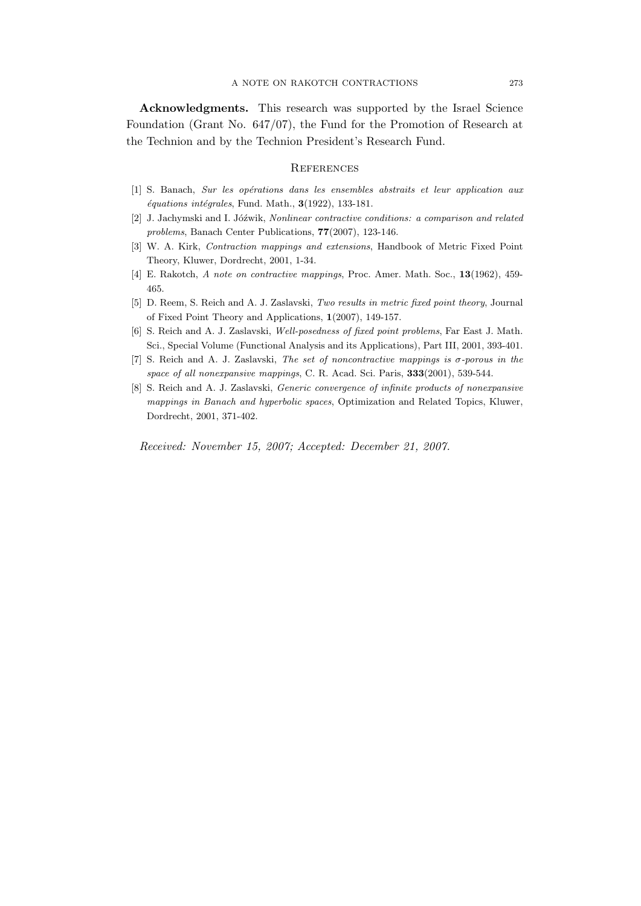**Acknowledgments.** This research was supported by the Israel Science Foundation (Grant No. 647/07), the Fund for the Promotion of Research at the Technion and by the Technion President's Research Fund.

## References

[1] S. Banach, *Sur les opérations dans les ensembles abstraits et leur application aux équations intégrales*, Fund. Math., **3**(1922), 133-181.

[2] J. Jachymski and I. Jóźwik, *Nonlinear contractive conditions: a comparison and related problems*, Banach Center Publications, **77**(2007), 123-146.

[3] W. A. Kirk, *Contraction mappings and extensions*, Handbook of Metric Fixed Point Theory, Kluwer, Dordrecht, 2001, 1-34.

[4] E. Rakotch, *A note on contractive mappings*, Proc. Amer. Math. Soc., **13**(1962), 459-465.

[5] D. Reem, S. Reich and A. J. Zaslavski, *Two results in metric fixed point theory*, Journal of Fixed Point Theory and Applications, **1**(2007), 149-157.

[6] S. Reich and A. J. Zaslavski, *Well-posedness of fixed point problems*, Far East J. Math. Sci., Special Volume (Functional Analysis and its Applications), Part III, 2001, 393-401.

[7] S. Reich and A. J. Zaslavski, *The set of noncontractive mappings is $\sigma$-porous in the space of all nonexpansive mappings*, C. R. Acad. Sci. Paris, **333**(2001), 539-544.

[8] S. Reich and A. J. Zaslavski, *Generic convergence of infinite products of nonexpansive mappings in Banach and hyperbolic spaces*, Optimization and Related Topics, Kluwer, Dordrecht, 2001, 371-402.

*Received: November 15, 2007; Accepted: December 21, 2007.*